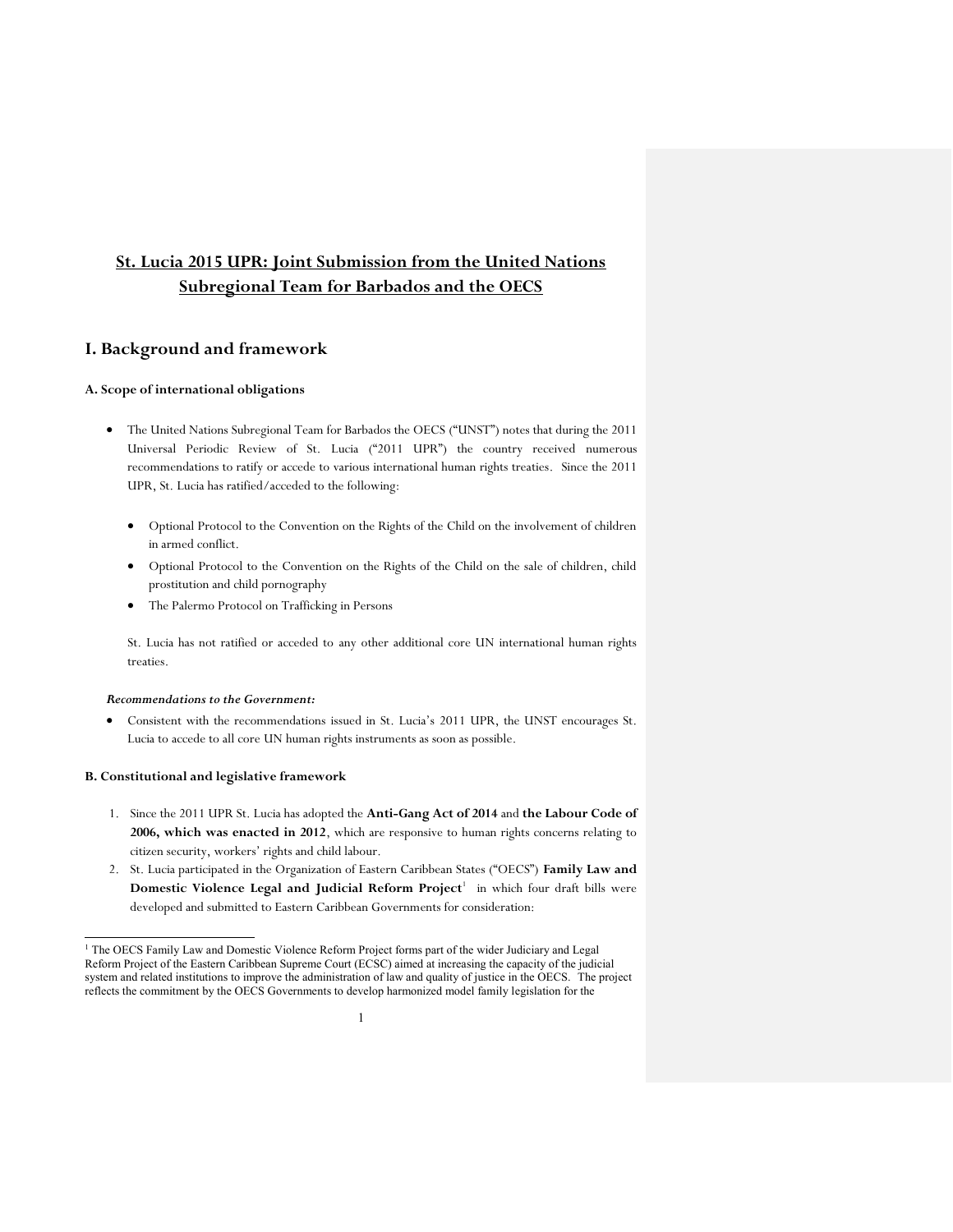# St. Lucia 2015 UPR: Joint Submission from the United Nations Subregional Team for Barbados and the OECS

## I. Background and framework

### A. Scope of international obligations

- The United Nations Subregional Team for Barbados the OECS ("UNST") notes that during the 2011 Universal Periodic Review of St. Lucia ("2011 UPR") the country received numerous recommendations to ratify or accede to various international human rights treaties. Since the 2011 UPR, St. Lucia has ratified/acceded to the following:

  - Optional Protocol to the Convention on the Rights of the Child on the involvement of children in armed conflict.
  - Optional Protocol to the Convention on the Rights of the Child on the sale of children, child prostitution and child pornography
  - The Palermo Protocol on Trafficking in Persons

  St. Lucia has not ratified or acceded to any other additional core UN international human rights treaties.

***Recommendations to the Government:***

- Consistent with the recommendations issued in St. Lucia's 2011 UPR, the UNST encourages St. Lucia to accede to all core UN human rights instruments as soon as possible.

### B. Constitutional and legislative framework

1. Since the 2011 UPR St. Lucia has adopted the **Anti-Gang Act of 2014** and **the Labour Code of 2006, which was enacted in 2012**, which are responsive to human rights concerns relating to citizen security, workers' rights and child labour.
2. St. Lucia participated in the Organization of Eastern Caribbean States ("OECS") **Family Law and Domestic Violence Legal and Judicial Reform Project**[1] in which four draft bills were developed and submitted to Eastern Caribbean Governments for consideration:

[1] The OECS Family Law and Domestic Violence Reform Project forms part of the wider Judiciary and Legal Reform Project of the Eastern Caribbean Supreme Court (ECSC) aimed at increasing the capacity of the judicial system and related institutions to improve the administration of law and quality of justice in the OECS. The project reflects the commitment by the OECS Governments to develop harmonized model family legislation for the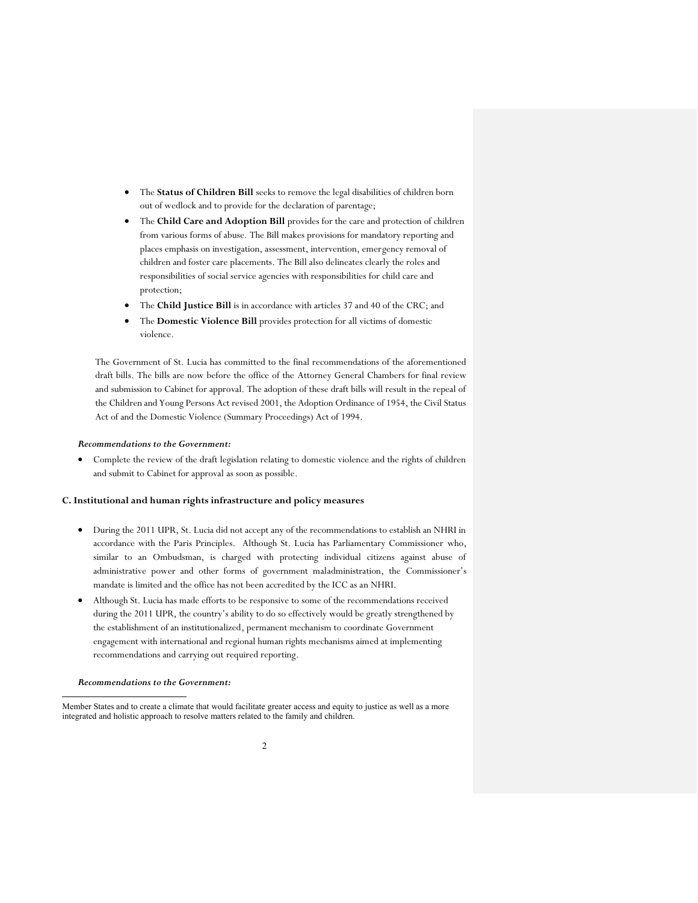- The **Status of Children Bill** seeks to remove the legal disabilities of children born out of wedlock and to provide for the declaration of parentage;
- The **Child Care and Adoption Bill** provides for the care and protection of children from various forms of abuse. The Bill makes provisions for mandatory reporting and places emphasis on investigation, assessment, intervention, emergency removal of children and foster care placements. The Bill also delineates clearly the roles and responsibilities of social service agencies with responsibilities for child care and protection;
- The **Child Justice Bill** is in accordance with articles 37 and 40 of the CRC; and
- The **Domestic Violence Bill** provides protection for all victims of domestic violence.

The Government of St. Lucia has committed to the final recommendations of the aforementioned draft bills. The bills are now before the office of the Attorney General Chambers for final review and submission to Cabinet for approval. The adoption of these draft bills will result in the repeal of the Children and Young Persons Act revised 2001, the Adoption Ordinance of 1954, the Civil Status Act of and the Domestic Violence (Summary Proceedings) Act of 1994.

***Recommendations to the Government:***

- Complete the review of the draft legislation relating to domestic violence and the rights of children and submit to Cabinet for approval as soon as possible.

### C. Institutional and human rights infrastructure and policy measures

- During the 2011 UPR, St. Lucia did not accept any of the recommendations to establish an NHRI in accordance with the Paris Principles. Although St. Lucia has Parliamentary Commissioner who, similar to an Ombudsman, is charged with protecting individual citizens against abuse of administrative power and other forms of government maladministration, the Commissioner's mandate is limited and the office has not been accredited by the ICC as an NHRI.
- Although St. Lucia has made efforts to be responsive to some of the recommendations received during the 2011 UPR, the country's ability to do so effectively would be greatly strengthened by the establishment of an institutionalized, permanent mechanism to coordinate Government engagement with international and regional human rights mechanisms aimed at implementing recommendations and carrying out required reporting.

***Recommendations to the Government:***

Member States and to create a climate that would facilitate greater access and equity to justice as well as a more integrated and holistic approach to resolve matters related to the family and children.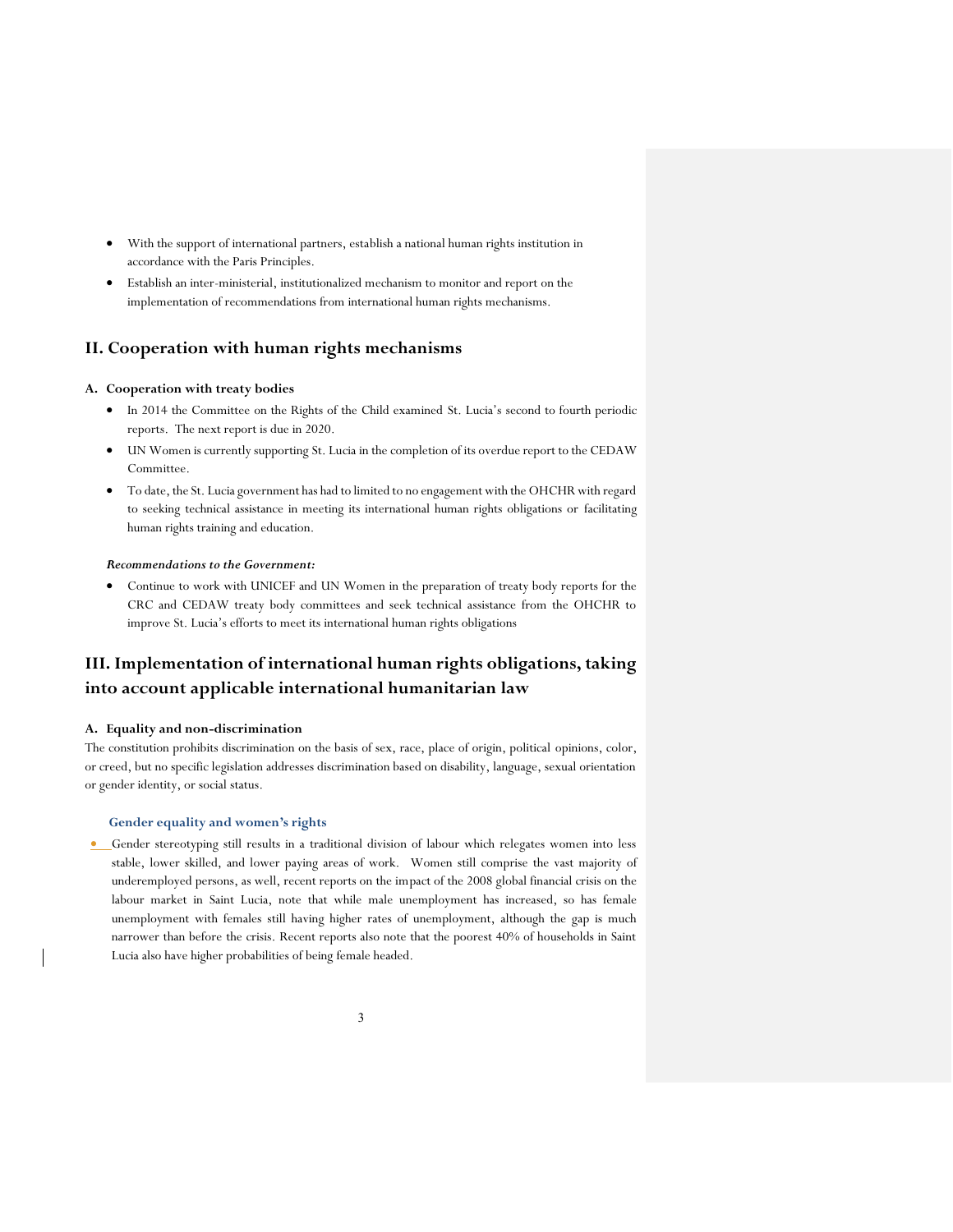- With the support of international partners, establish a national human rights institution in accordance with the Paris Principles.
- Establish an inter-ministerial, institutionalized mechanism to monitor and report on the implementation of recommendations from international human rights mechanisms.

## II. Cooperation with human rights mechanisms

### A. Cooperation with treaty bodies

- In 2014 the Committee on the Rights of the Child examined St. Lucia's second to fourth periodic reports. The next report is due in 2020.
- UN Women is currently supporting St. Lucia in the completion of its overdue report to the CEDAW Committee.
- To date, the St. Lucia government has had to limited to no engagement with the OHCHR with regard to seeking technical assistance in meeting its international human rights obligations or facilitating human rights training and education.

***Recommendations to the Government:***

- Continue to work with UNICEF and UN Women in the preparation of treaty body reports for the CRC and CEDAW treaty body committees and seek technical assistance from the OHCHR to improve St. Lucia's efforts to meet its international human rights obligations

## III. Implementation of international human rights obligations, taking into account applicable international humanitarian law

### A. Equality and non-discrimination

The constitution prohibits discrimination on the basis of sex, race, place of origin, political opinions, color, or creed, but no specific legislation addresses discrimination based on disability, language, sexual orientation or gender identity, or social status.

#### Gender equality and women's rights

- Gender stereotyping still results in a traditional division of labour which relegates women into less stable, lower skilled, and lower paying areas of work. Women still comprise the vast majority of underemployed persons, as well, recent reports on the impact of the 2008 global financial crisis on the labour market in Saint Lucia, note that while male unemployment has increased, so has female unemployment with females still having higher rates of unemployment, although the gap is much narrower than before the crisis. Recent reports also note that the poorest 40% of households in Saint Lucia also have higher probabilities of being female headed.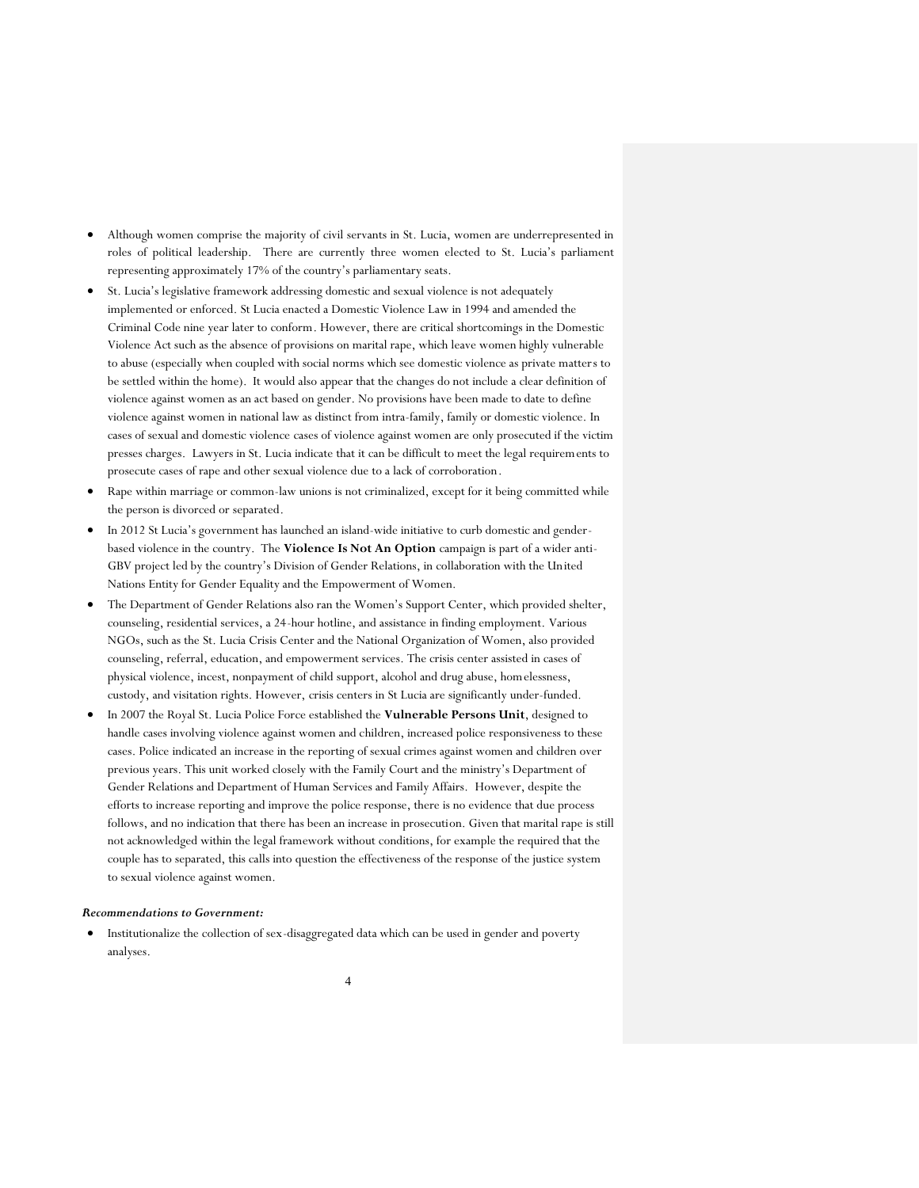- Although women comprise the majority of civil servants in St. Lucia, women are underrepresented in roles of political leadership. There are currently three women elected to St. Lucia's parliament representing approximately 17% of the country's parliamentary seats.
- St. Lucia's legislative framework addressing domestic and sexual violence is not adequately implemented or enforced. St Lucia enacted a Domestic Violence Law in 1994 and amended the Criminal Code nine year later to conform. However, there are critical shortcomings in the Domestic Violence Act such as the absence of provisions on marital rape, which leave women highly vulnerable to abuse (especially when coupled with social norms which see domestic violence as private matters to be settled within the home). It would also appear that the changes do not include a clear definition of violence against women as an act based on gender. No provisions have been made to date to define violence against women in national law as distinct from intra-family, family or domestic violence. In cases of sexual and domestic violence cases of violence against women are only prosecuted if the victim presses charges. Lawyers in St. Lucia indicate that it can be difficult to meet the legal requirements to prosecute cases of rape and other sexual violence due to a lack of corroboration.
- Rape within marriage or common-law unions is not criminalized, except for it being committed while the person is divorced or separated.
- In 2012 St Lucia's government has launched an island-wide initiative to curb domestic and gender-based violence in the country. The **Violence Is Not An Option** campaign is part of a wider anti-GBV project led by the country's Division of Gender Relations, in collaboration with the United Nations Entity for Gender Equality and the Empowerment of Women.
- The Department of Gender Relations also ran the Women's Support Center, which provided shelter, counseling, residential services, a 24-hour hotline, and assistance in finding employment. Various NGOs, such as the St. Lucia Crisis Center and the National Organization of Women, also provided counseling, referral, education, and empowerment services. The crisis center assisted in cases of physical violence, incest, nonpayment of child support, alcohol and drug abuse, homelessness, custody, and visitation rights. However, crisis centers in St Lucia are significantly under-funded.
- In 2007 the Royal St. Lucia Police Force established the **Vulnerable Persons Unit**, designed to handle cases involving violence against women and children, increased police responsiveness to these cases. Police indicated an increase in the reporting of sexual crimes against women and children over previous years. This unit worked closely with the Family Court and the ministry's Department of Gender Relations and Department of Human Services and Family Affairs. However, despite the efforts to increase reporting and improve the police response, there is no evidence that due process follows, and no indication that there has been an increase in prosecution. Given that marital rape is still not acknowledged within the legal framework without conditions, for example the required that the couple has to separated, this calls into question the effectiveness of the response of the justice system to sexual violence against women.

***Recommendations to Government:***

- Institutionalize the collection of sex-disaggregated data which can be used in gender and poverty analyses.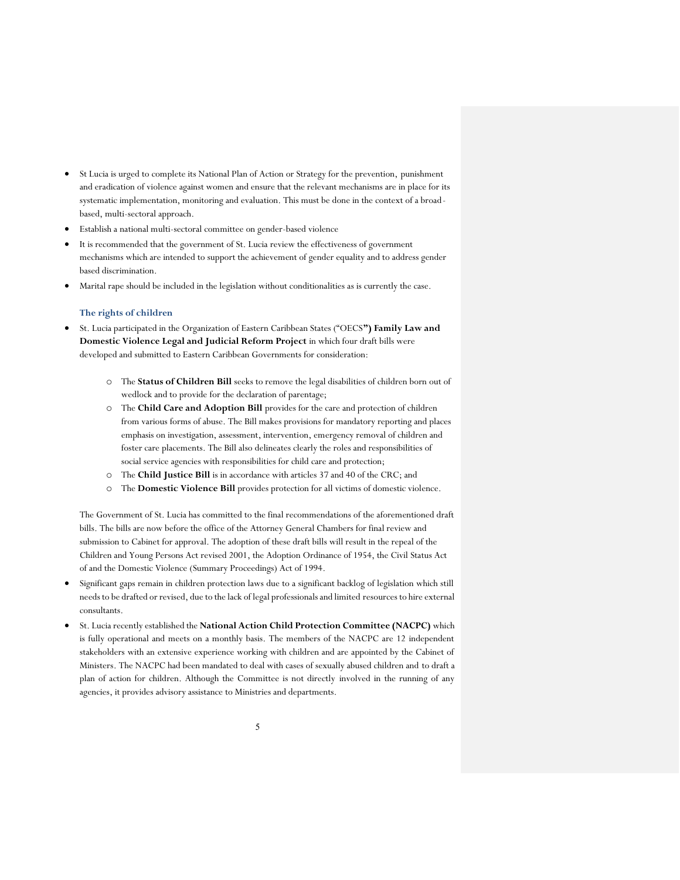- St Lucia is urged to complete its National Plan of Action or Strategy for the prevention, punishment and eradication of violence against women and ensure that the relevant mechanisms are in place for its systematic implementation, monitoring and evaluation. This must be done in the context of a broad-based, multi-sectoral approach.
- Establish a national multi-sectoral committee on gender-based violence
- It is recommended that the government of St. Lucia review the effectiveness of government mechanisms which are intended to support the achievement of gender equality and to address gender based discrimination.
- Marital rape should be included in the legislation without conditionalities as is currently the case.

### The rights of children

- St. Lucia participated in the Organization of Eastern Caribbean States ("OECS**") Family Law and Domestic Violence Legal and Judicial Reform Project** in which four draft bills were developed and submitted to Eastern Caribbean Governments for consideration:

    - The **Status of Children Bill** seeks to remove the legal disabilities of children born out of wedlock and to provide for the declaration of parentage;
    - The **Child Care and Adoption Bill** provides for the care and protection of children from various forms of abuse. The Bill makes provisions for mandatory reporting and places emphasis on investigation, assessment, intervention, emergency removal of children and foster care placements. The Bill also delineates clearly the roles and responsibilities of social service agencies with responsibilities for child care and protection;
    - The **Child Justice Bill** is in accordance with articles 37 and 40 of the CRC; and
    - The **Domestic Violence Bill** provides protection for all victims of domestic violence.

  The Government of St. Lucia has committed to the final recommendations of the aforementioned draft bills. The bills are now before the office of the Attorney General Chambers for final review and submission to Cabinet for approval. The adoption of these draft bills will result in the repeal of the Children and Young Persons Act revised 2001, the Adoption Ordinance of 1954, the Civil Status Act of and the Domestic Violence (Summary Proceedings) Act of 1994.

- Significant gaps remain in children protection laws due to a significant backlog of legislation which still needs to be drafted or revised, due to the lack of legal professionals and limited resources to hire external consultants.
- St. Lucia recently established the **National Action Child Protection Committee (NACPC)** which is fully operational and meets on a monthly basis. The members of the NACPC are 12 independent stakeholders with an extensive experience working with children and are appointed by the Cabinet of Ministers. The NACPC had been mandated to deal with cases of sexually abused children and to draft a plan of action for children. Although the Committee is not directly involved in the running of any agencies, it provides advisory assistance to Ministries and departments.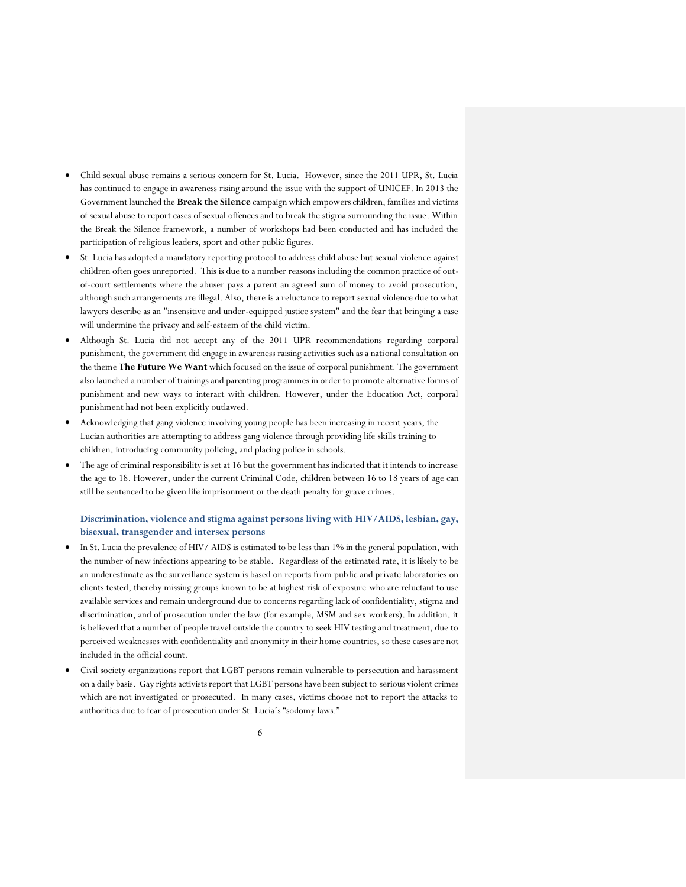- Child sexual abuse remains a serious concern for St. Lucia. However, since the 2011 UPR, St. Lucia has continued to engage in awareness rising around the issue with the support of UNICEF. In 2013 the Government launched the **Break the Silence** campaign which empowers children, families and victims of sexual abuse to report cases of sexual offences and to break the stigma surrounding the issue. Within the Break the Silence framework, a number of workshops had been conducted and has included the participation of religious leaders, sport and other public figures.
- St. Lucia has adopted a mandatory reporting protocol to address child abuse but sexual violence against children often goes unreported. This is due to a number reasons including the common practice of out-of-court settlements where the abuser pays a parent an agreed sum of money to avoid prosecution, although such arrangements are illegal. Also, there is a reluctance to report sexual violence due to what lawyers describe as an "insensitive and under-equipped justice system" and the fear that bringing a case will undermine the privacy and self-esteem of the child victim.
- Although St. Lucia did not accept any of the 2011 UPR recommendations regarding corporal punishment, the government did engage in awareness raising activities such as a national consultation on the theme **The Future We Want** which focused on the issue of corporal punishment. The government also launched a number of trainings and parenting programmes in order to promote alternative forms of punishment and new ways to interact with children. However, under the Education Act, corporal punishment had not been explicitly outlawed.
- Acknowledging that gang violence involving young people has been increasing in recent years, the Lucian authorities are attempting to address gang violence through providing life skills training to children, introducing community policing, and placing police in schools.
- The age of criminal responsibility is set at 16 but the government has indicated that it intends to increase the age to 18. However, under the current Criminal Code, children between 16 to 18 years of age can still be sentenced to be given life imprisonment or the death penalty for grave crimes.

### Discrimination, violence and stigma against persons living with HIV/AIDS, lesbian, gay, bisexual, transgender and intersex persons

- In St. Lucia the prevalence of HIV/ AIDS is estimated to be less than 1% in the general population, with the number of new infections appearing to be stable. Regardless of the estimated rate, it is likely to be an underestimate as the surveillance system is based on reports from public and private laboratories on clients tested, thereby missing groups known to be at highest risk of exposure who are reluctant to use available services and remain underground due to concerns regarding lack of confidentiality, stigma and discrimination, and of prosecution under the law (for example, MSM and sex workers). In addition, it is believed that a number of people travel outside the country to seek HIV testing and treatment, due to perceived weaknesses with confidentiality and anonymity in their home countries, so these cases are not included in the official count.
- Civil society organizations report that LGBT persons remain vulnerable to persecution and harassment on a daily basis. Gay rights activists report that LGBT persons have been subject to serious violent crimes which are not investigated or prosecuted. In many cases, victims choose not to report the attacks to authorities due to fear of prosecution under St. Lucia's "sodomy laws."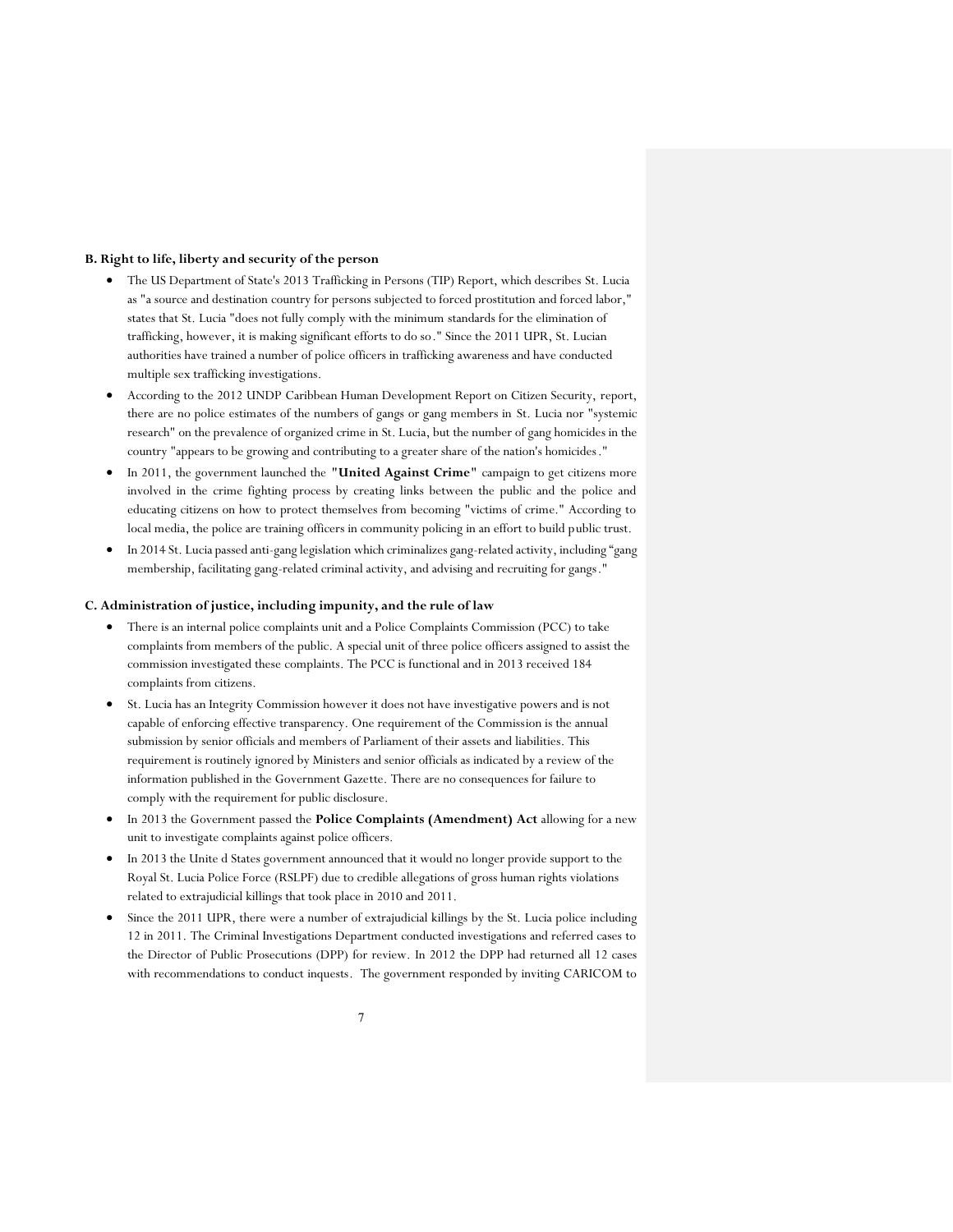**B. Right to life, liberty and security of the person**

- The US Department of State's 2013 Trafficking in Persons (TIP) Report, which describes St. Lucia as "a source and destination country for persons subjected to forced prostitution and forced labor," states that St. Lucia "does not fully comply with the minimum standards for the elimination of trafficking, however, it is making significant efforts to do so." Since the 2011 UPR, St. Lucian authorities have trained a number of police officers in trafficking awareness and have conducted multiple sex trafficking investigations.
- According to the 2012 UNDP Caribbean Human Development Report on Citizen Security, report, there are no police estimates of the numbers of gangs or gang members in St. Lucia nor "systemic research" on the prevalence of organized crime in St. Lucia, but the number of gang homicides in the country "appears to be growing and contributing to a greater share of the nation's homicides."
- In 2011, the government launched the "**United Against Crime**" campaign to get citizens more involved in the crime fighting process by creating links between the public and the police and educating citizens on how to protect themselves from becoming "victims of crime." According to local media, the police are training officers in community policing in an effort to build public trust.
- In 2014 St. Lucia passed anti-gang legislation which criminalizes gang-related activity, including "gang membership, facilitating gang-related criminal activity, and advising and recruiting for gangs."

**C. Administration of justice, including impunity, and the rule of law**

- There is an internal police complaints unit and a Police Complaints Commission (PCC) to take complaints from members of the public. A special unit of three police officers assigned to assist the commission investigated these complaints. The PCC is functional and in 2013 received 184 complaints from citizens.
- St. Lucia has an Integrity Commission however it does not have investigative powers and is not capable of enforcing effective transparency. One requirement of the Commission is the annual submission by senior officials and members of Parliament of their assets and liabilities. This requirement is routinely ignored by Ministers and senior officials as indicated by a review of the information published in the Government Gazette. There are no consequences for failure to comply with the requirement for public disclosure.
- In 2013 the Government passed the **Police Complaints (Amendment) Act** allowing for a new unit to investigate complaints against police officers.
- In 2013 the Unite d States government announced that it would no longer provide support to the Royal St. Lucia Police Force (RSLPF) due to credible allegations of gross human rights violations related to extrajudicial killings that took place in 2010 and 2011.
- Since the 2011 UPR, there were a number of extrajudicial killings by the St. Lucia police including 12 in 2011. The Criminal Investigations Department conducted investigations and referred cases to the Director of Public Prosecutions (DPP) for review. In 2012 the DPP had returned all 12 cases with recommendations to conduct inquests. The government responded by inviting CARICOM to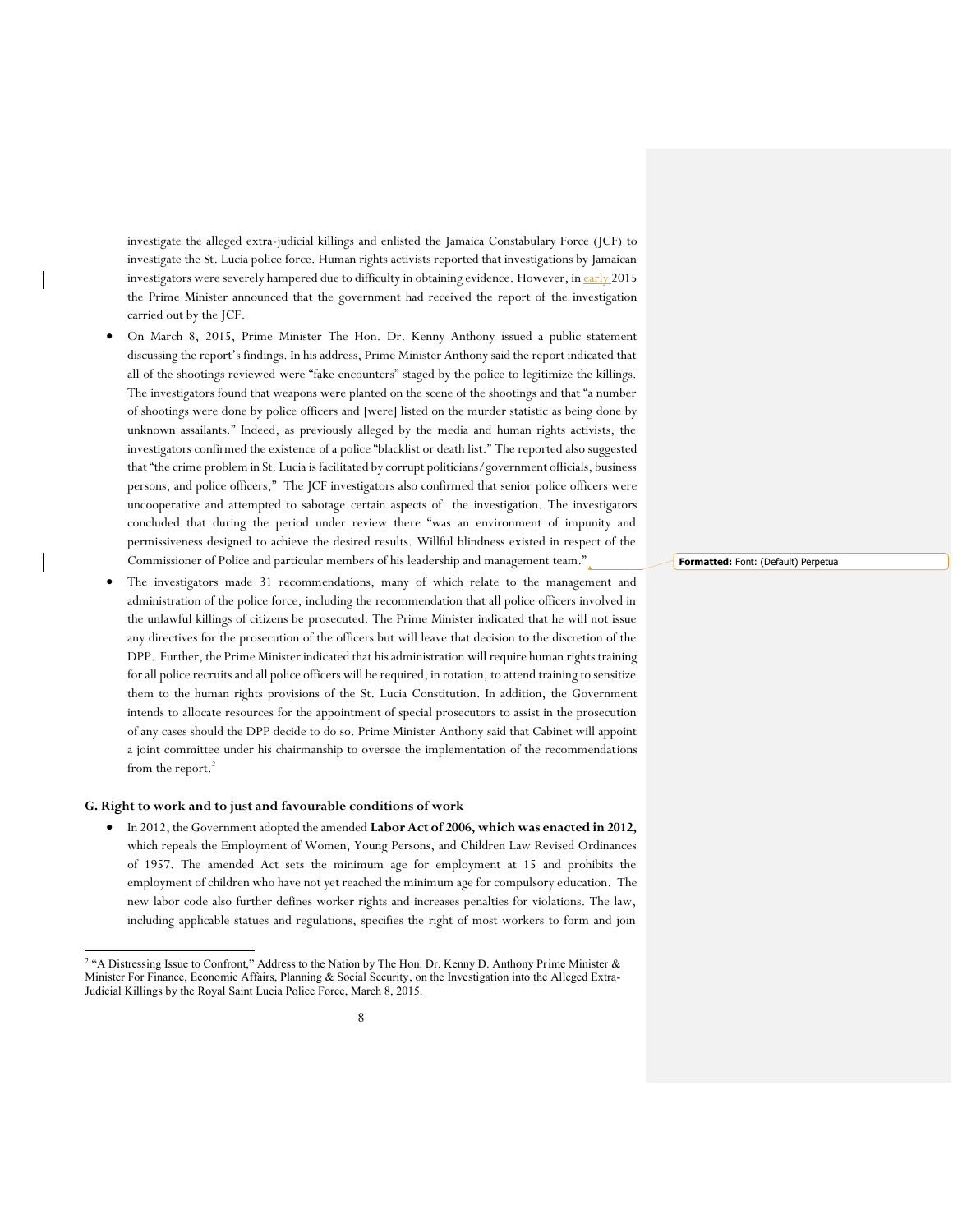investigate the alleged extra-judicial killings and enlisted the Jamaica Constabulary Force (JCF) to investigate the St. Lucia police force. Human rights activists reported that investigations by Jamaican investigators were severely hampered due to difficulty in obtaining evidence. However, in early 2015 the Prime Minister announced that the government had received the report of the investigation carried out by the JCF.

- On March 8, 2015, Prime Minister The Hon. Dr. Kenny Anthony issued a public statement discussing the report's findings. In his address, Prime Minister Anthony said the report indicated that all of the shootings reviewed were "fake encounters" staged by the police to legitimize the killings. The investigators found that weapons were planted on the scene of the shootings and that "a number of shootings were done by police officers and [were] listed on the murder statistic as being done by unknown assailants." Indeed, as previously alleged by the media and human rights activists, the investigators confirmed the existence of a police "blacklist or death list." The reported also suggested that "the crime problem in St. Lucia is facilitated by corrupt politicians/government officials, business persons, and police officers," The JCF investigators also confirmed that senior police officers were uncooperative and attempted to sabotage certain aspects of the investigation. The investigators concluded that during the period under review there "was an environment of impunity and permissiveness designed to achieve the desired results. Willful blindness existed in respect of the Commissioner of Police and particular members of his leadership and management team."
- The investigators made 31 recommendations, many of which relate to the management and administration of the police force, including the recommendation that all police officers involved in the unlawful killings of citizens be prosecuted. The Prime Minister indicated that he will not issue any directives for the prosecution of the officers but will leave that decision to the discretion of the DPP. Further, the Prime Minister indicated that his administration will require human rights training for all police recruits and all police officers will be required, in rotation, to attend training to sensitize them to the human rights provisions of the St. Lucia Constitution. In addition, the Government intends to allocate resources for the appointment of special prosecutors to assist in the prosecution of any cases should the DPP decide to do so. Prime Minister Anthony said that Cabinet will appoint a joint committee under his chairmanship to oversee the implementation of the recommendations from the report.[2]

### G. Right to work and to just and favourable conditions of work

- In 2012, the Government adopted the amended **Labor Act of 2006, which was enacted in 2012,** which repeals the Employment of Women, Young Persons, and Children Law Revised Ordinances of 1957. The amended Act sets the minimum age for employment at 15 and prohibits the employment of children who have not yet reached the minimum age for compulsory education. The new labor code also further defines worker rights and increases penalties for violations. The law, including applicable statues and regulations, specifies the right of most workers to form and join

---

[2] "A Distressing Issue to Confront," Address to the Nation by The Hon. Dr. Kenny D. Anthony Prime Minister & Minister For Finance, Economic Affairs, Planning & Social Security, on the Investigation into the Alleged Extra-Judicial Killings by the Royal Saint Lucia Police Force, March 8, 2015.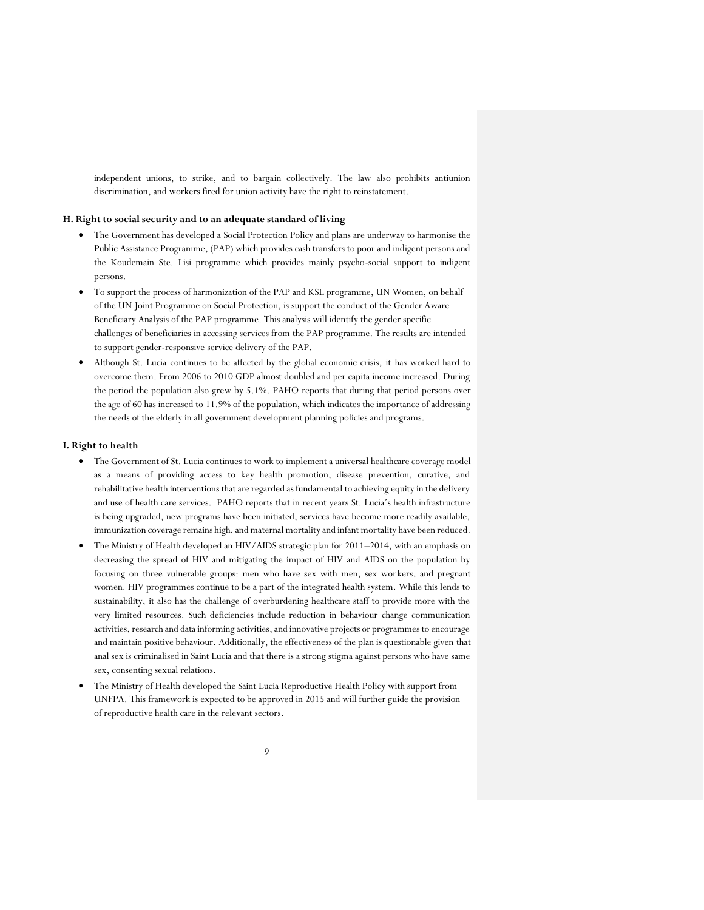independent unions, to strike, and to bargain collectively. The law also prohibits antiunion discrimination, and workers fired for union activity have the right to reinstatement.

### H. Right to social security and to an adequate standard of living

- The Government has developed a Social Protection Policy and plans are underway to harmonise the Public Assistance Programme, (PAP) which provides cash transfers to poor and indigent persons and the Koudemain Ste. Lisi programme which provides mainly psycho-social support to indigent persons.
- To support the process of harmonization of the PAP and KSL programme, UN Women, on behalf of the UN Joint Programme on Social Protection, is support the conduct of the Gender Aware Beneficiary Analysis of the PAP programme. This analysis will identify the gender specific challenges of beneficiaries in accessing services from the PAP programme. The results are intended to support gender-responsive service delivery of the PAP.
- Although St. Lucia continues to be affected by the global economic crisis, it has worked hard to overcome them. From 2006 to 2010 GDP almost doubled and per capita income increased. During the period the population also grew by 5.1%. PAHO reports that during that period persons over the age of 60 has increased to 11.9% of the population, which indicates the importance of addressing the needs of the elderly in all government development planning policies and programs.

### I. Right to health

- The Government of St. Lucia continues to work to implement a universal healthcare coverage model as a means of providing access to key health promotion, disease prevention, curative, and rehabilitative health interventions that are regarded as fundamental to achieving equity in the delivery and use of health care services. PAHO reports that in recent years St. Lucia's health infrastructure is being upgraded, new programs have been initiated, services have become more readily available, immunization coverage remains high, and maternal mortality and infant mortality have been reduced.
- The Ministry of Health developed an HIV/AIDS strategic plan for 2011–2014, with an emphasis on decreasing the spread of HIV and mitigating the impact of HIV and AIDS on the population by focusing on three vulnerable groups: men who have sex with men, sex workers, and pregnant women. HIV programmes continue to be a part of the integrated health system. While this lends to sustainability, it also has the challenge of overburdening healthcare staff to provide more with the very limited resources. Such deficiencies include reduction in behaviour change communication activities, research and data informing activities, and innovative projects or programmes to encourage and maintain positive behaviour. Additionally, the effectiveness of the plan is questionable given that anal sex is criminalised in Saint Lucia and that there is a strong stigma against persons who have same sex, consenting sexual relations.
- The Ministry of Health developed the Saint Lucia Reproductive Health Policy with support from UNFPA. This framework is expected to be approved in 2015 and will further guide the provision of reproductive health care in the relevant sectors.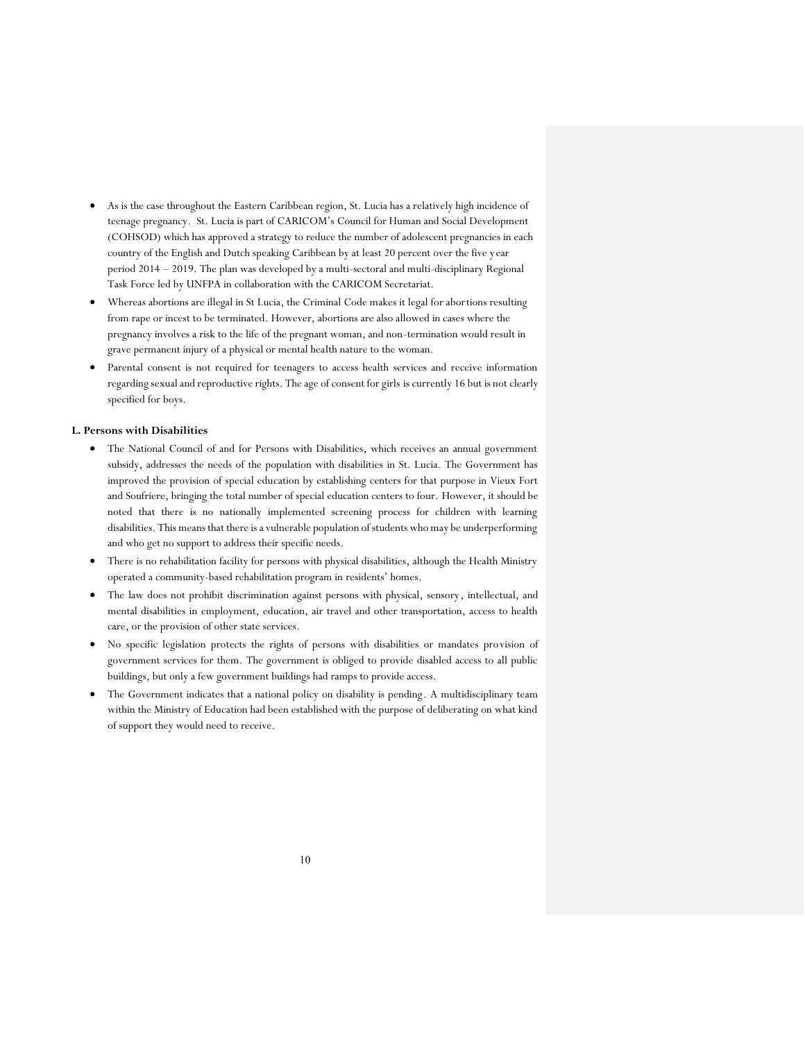- As is the case throughout the Eastern Caribbean region, St. Lucia has a relatively high incidence of teenage pregnancy. St. Lucia is part of CARICOM's Council for Human and Social Development (COHSOD) which has approved a strategy to reduce the number of adolescent pregnancies in each country of the English and Dutch speaking Caribbean by at least 20 percent over the five year period 2014 – 2019. The plan was developed by a multi-sectoral and multi-disciplinary Regional Task Force led by UNFPA in collaboration with the CARICOM Secretariat.
- Whereas abortions are illegal in St Lucia, the Criminal Code makes it legal for abortions resulting from rape or incest to be terminated. However, abortions are also allowed in cases where the pregnancy involves a risk to the life of the pregnant woman, and non-termination would result in grave permanent injury of a physical or mental health nature to the woman.
- Parental consent is not required for teenagers to access health services and receive information regarding sexual and reproductive rights. The age of consent for girls is currently 16 but is not clearly specified for boys.

**L. Persons with Disabilities**

- The National Council of and for Persons with Disabilities, which receives an annual government subsidy, addresses the needs of the population with disabilities in St. Lucia. The Government has improved the provision of special education by establishing centers for that purpose in Vieux Fort and Soufriere, bringing the total number of special education centers to four. However, it should be noted that there is no nationally implemented screening process for children with learning disabilities. This means that there is a vulnerable population of students who may be underperforming and who get no support to address their specific needs.
- There is no rehabilitation facility for persons with physical disabilities, although the Health Ministry operated a community-based rehabilitation program in residents' homes.
- The law does not prohibit discrimination against persons with physical, sensory, intellectual, and mental disabilities in employment, education, air travel and other transportation, access to health care, or the provision of other state services.
- No specific legislation protects the rights of persons with disabilities or mandates provision of government services for them. The government is obliged to provide disabled access to all public buildings, but only a few government buildings had ramps to provide access.
- The Government indicates that a national policy on disability is pending. A multidisciplinary team within the Ministry of Education had been established with the purpose of deliberating on what kind of support they would need to receive.